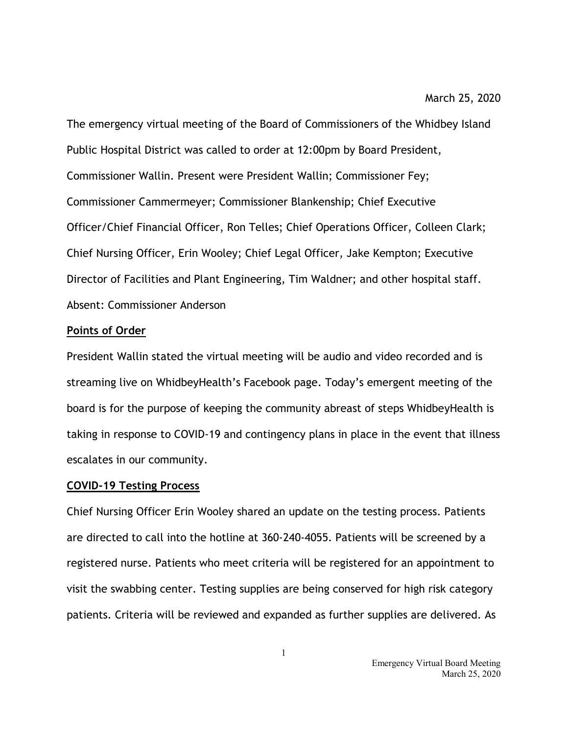March 25, 2020

The emergency virtual meeting of the Board of Commissioners of the Whidbey Island Public Hospital District was called to order at 12:00pm by Board President, Commissioner Wallin. Present were President Wallin; Commissioner Fey; Commissioner Cammermeyer; Commissioner Blankenship; Chief Executive Officer/Chief Financial Officer, Ron Telles; Chief Operations Officer, Colleen Clark; Chief Nursing Officer, Erin Wooley; Chief Legal Officer, Jake Kempton; Executive Director of Facilities and Plant Engineering, Tim Waldner; and other hospital staff. Absent: Commissioner Anderson

**Points of Order**

President Wallin stated the virtual meeting will be audio and video recorded and is streaming live on WhidbeyHealth's Facebook page. Today's emergent meeting of the board is for the purpose of keeping the community abreast of steps WhidbeyHealth is taking in response to COVID-19 and contingency plans in place in the event that illness escalates in our community.

**COVID-19 Testing Process**

Chief Nursing Officer Erin Wooley shared an update on the testing process. Patients are directed to call into the hotline at 360-240-4055. Patients will be screened by a registered nurse. Patients who meet criteria will be registered for an appointment to visit the swabbing center. Testing supplies are being conserved for high risk category patients. Criteria will be reviewed and expanded as further supplies are delivered. As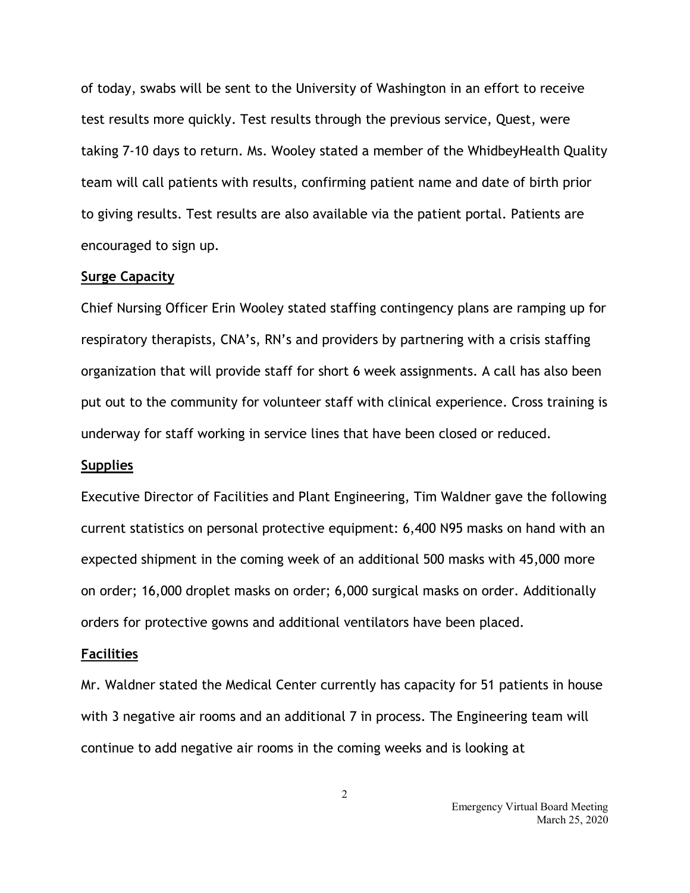of today, swabs will be sent to the University of Washington in an effort to receive test results more quickly. Test results through the previous service, Quest, were taking 7-10 days to return. Ms. Wooley stated a member of the WhidbeyHealth Quality team will call patients with results, confirming patient name and date of birth prior to giving results. Test results are also available via the patient portal. Patients are encouraged to sign up.

**Surge Capacity**

Chief Nursing Officer Erin Wooley stated staffing contingency plans are ramping up for respiratory therapists, CNA's, RN's and providers by partnering with a crisis staffing organization that will provide staff for short 6 week assignments. A call has also been put out to the community for volunteer staff with clinical experience. Cross training is underway for staff working in service lines that have been closed or reduced.

**Supplies**

Executive Director of Facilities and Plant Engineering, Tim Waldner gave the following current statistics on personal protective equipment: 6,400 N95 masks on hand with an expected shipment in the coming week of an additional 500 masks with 45,000 more on order; 16,000 droplet masks on order; 6,000 surgical masks on order. Additionally orders for protective gowns and additional ventilators have been placed.

**Facilities**

Mr. Waldner stated the Medical Center currently has capacity for 51 patients in house with 3 negative air rooms and an additional 7 in process. The Engineering team will continue to add negative air rooms in the coming weeks and is looking at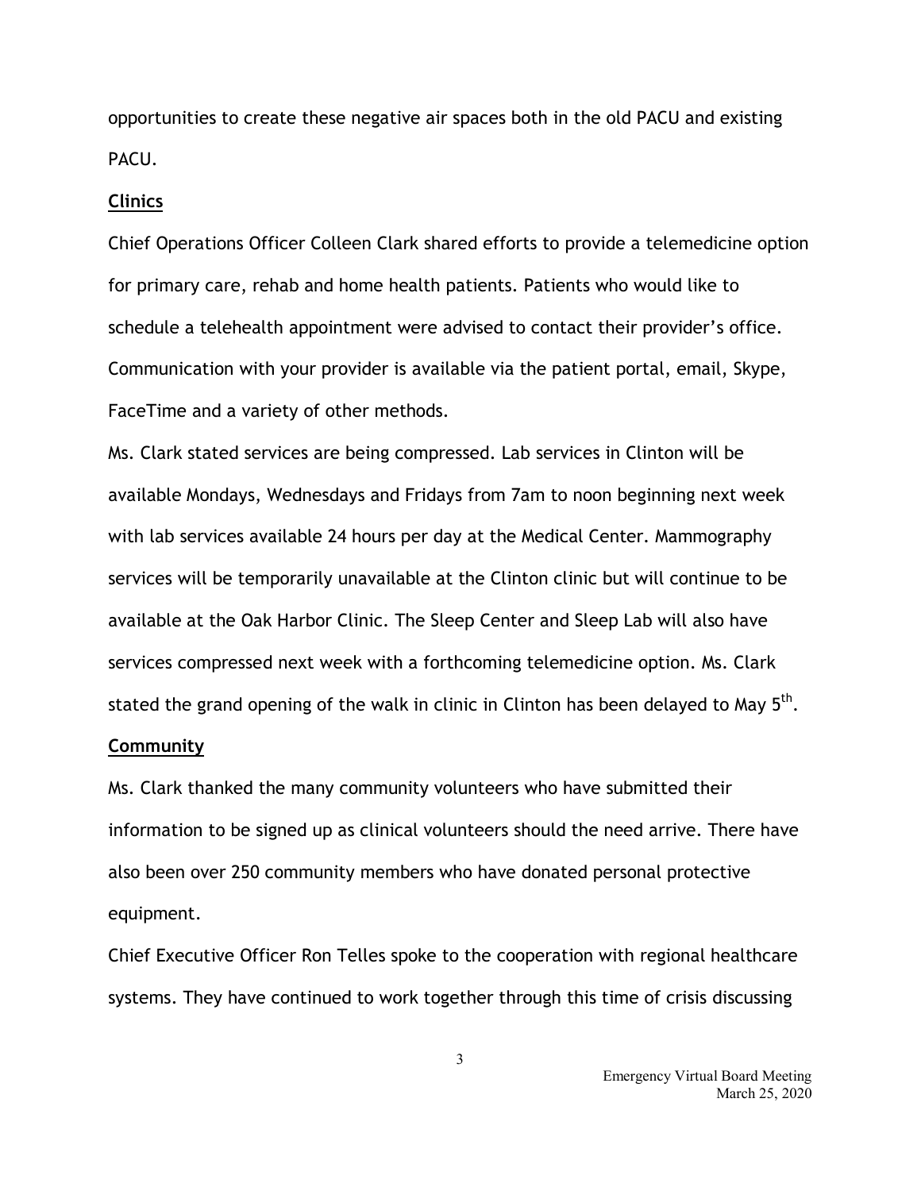opportunities to create these negative air spaces both in the old PACU and existing PACU.

**Clinics**

Chief Operations Officer Colleen Clark shared efforts to provide a telemedicine option for primary care, rehab and home health patients. Patients who would like to schedule a telehealth appointment were advised to contact their provider's office. Communication with your provider is available via the patient portal, email, Skype, FaceTime and a variety of other methods.

Ms. Clark stated services are being compressed. Lab services in Clinton will be available Mondays, Wednesdays and Fridays from 7am to noon beginning next week with lab services available 24 hours per day at the Medical Center. Mammography services will be temporarily unavailable at the Clinton clinic but will continue to be available at the Oak Harbor Clinic. The Sleep Center and Sleep Lab will also have services compressed next week with a forthcoming telemedicine option. Ms. Clark stated the grand opening of the walk in clinic in Clinton has been delayed to May 5th.

**Community**

Ms. Clark thanked the many community volunteers who have submitted their information to be signed up as clinical volunteers should the need arrive. There have also been over 250 community members who have donated personal protective equipment.

Chief Executive Officer Ron Telles spoke to the cooperation with regional healthcare systems. They have continued to work together through this time of crisis discussing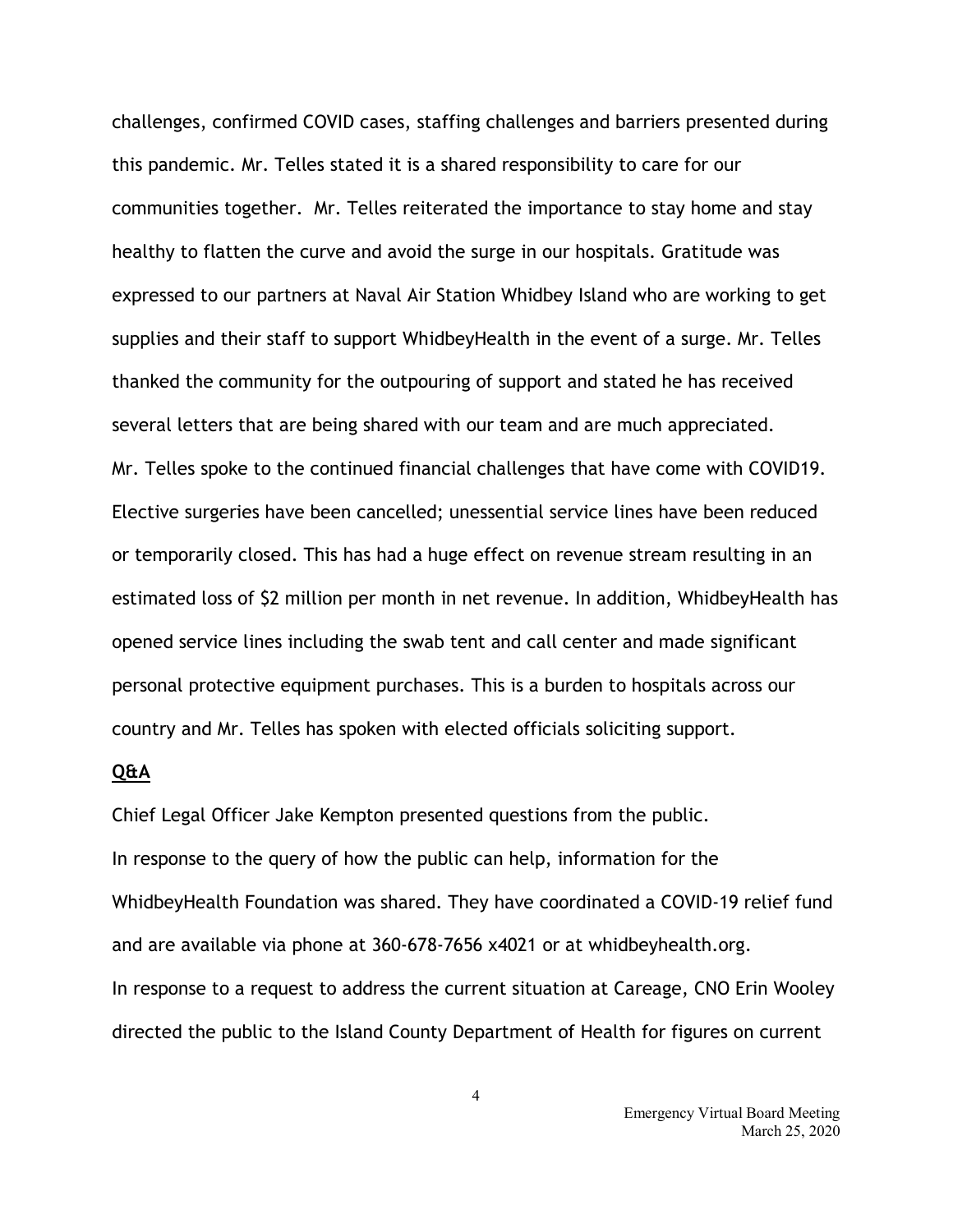challenges, confirmed COVID cases, staffing challenges and barriers presented during this pandemic. Mr. Telles stated it is a shared responsibility to care for our communities together. Mr. Telles reiterated the importance to stay home and stay healthy to flatten the curve and avoid the surge in our hospitals. Gratitude was expressed to our partners at Naval Air Station Whidbey Island who are working to get supplies and their staff to support WhidbeyHealth in the event of a surge. Mr. Telles thanked the community for the outpouring of support and stated he has received several letters that are being shared with our team and are much appreciated.

Mr. Telles spoke to the continued financial challenges that have come with COVID19. Elective surgeries have been cancelled; unessential service lines have been reduced or temporarily closed. This has had a huge effect on revenue stream resulting in an estimated loss of $2 million per month in net revenue. In addition, WhidbeyHealth has opened service lines including the swab tent and call center and made significant personal protective equipment purchases. This is a burden to hospitals across our country and Mr. Telles has spoken with elected officials soliciting support.

**Q&A**

Chief Legal Officer Jake Kempton presented questions from the public.

In response to the query of how the public can help, information for the WhidbeyHealth Foundation was shared. They have coordinated a COVID-19 relief fund and are available via phone at 360-678-7656 x4021 or at whidbeyhealth.org.

In response to a request to address the current situation at Careage, CNO Erin Wooley directed the public to the Island County Department of Health for figures on current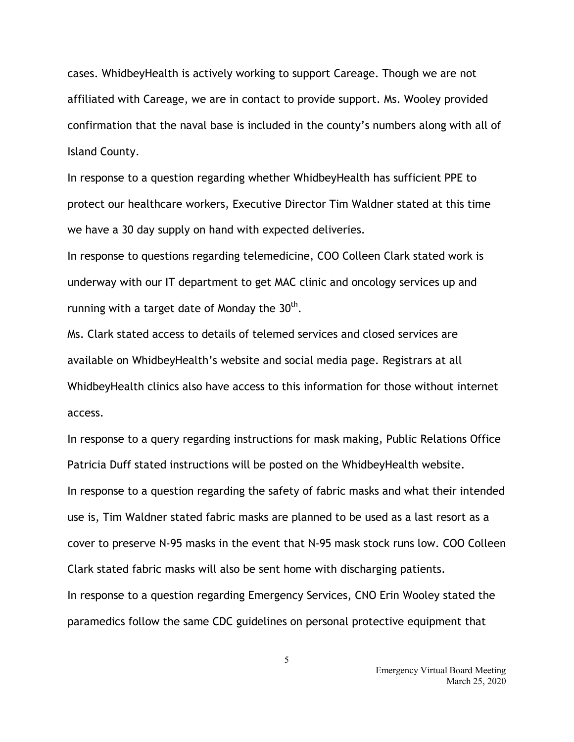cases. WhidbeyHealth is actively working to support Careage. Though we are not affiliated with Careage, we are in contact to provide support. Ms. Wooley provided confirmation that the naval base is included in the county's numbers along with all of Island County.

In response to a question regarding whether WhidbeyHealth has sufficient PPE to protect our healthcare workers, Executive Director Tim Waldner stated at this time we have a 30 day supply on hand with expected deliveries.

In response to questions regarding telemedicine, COO Colleen Clark stated work is underway with our IT department to get MAC clinic and oncology services up and running with a target date of Monday the 30th.

Ms. Clark stated access to details of telemed services and closed services are available on WhidbeyHealth's website and social media page. Registrars at all WhidbeyHealth clinics also have access to this information for those without internet access.

In response to a query regarding instructions for mask making, Public Relations Office Patricia Duff stated instructions will be posted on the WhidbeyHealth website.

In response to a question regarding the safety of fabric masks and what their intended use is, Tim Waldner stated fabric masks are planned to be used as a last resort as a cover to preserve N-95 masks in the event that N-95 mask stock runs low. COO Colleen Clark stated fabric masks will also be sent home with discharging patients.

In response to a question regarding Emergency Services, CNO Erin Wooley stated the paramedics follow the same CDC guidelines on personal protective equipment that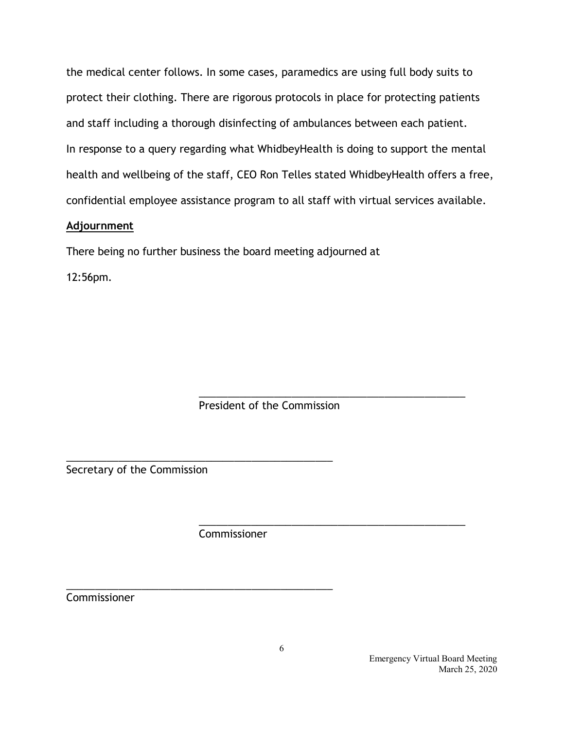the medical center follows. In some cases, paramedics are using full body suits to protect their clothing. There are rigorous protocols in place for protecting patients and staff including a thorough disinfecting of ambulances between each patient.

In response to a query regarding what WhidbeyHealth is doing to support the mental health and wellbeing of the staff, CEO Ron Telles stated WhidbeyHealth offers a free, confidential employee assistance program to all staff with virtual services available.

**Adjournment**

There being no further business the board meeting adjourned at 12:56pm.

_______________________________________________
President of the Commission

_______________________________________________
Secretary of the Commission

_______________________________________________
Commissioner

_______________________________________________
Commissioner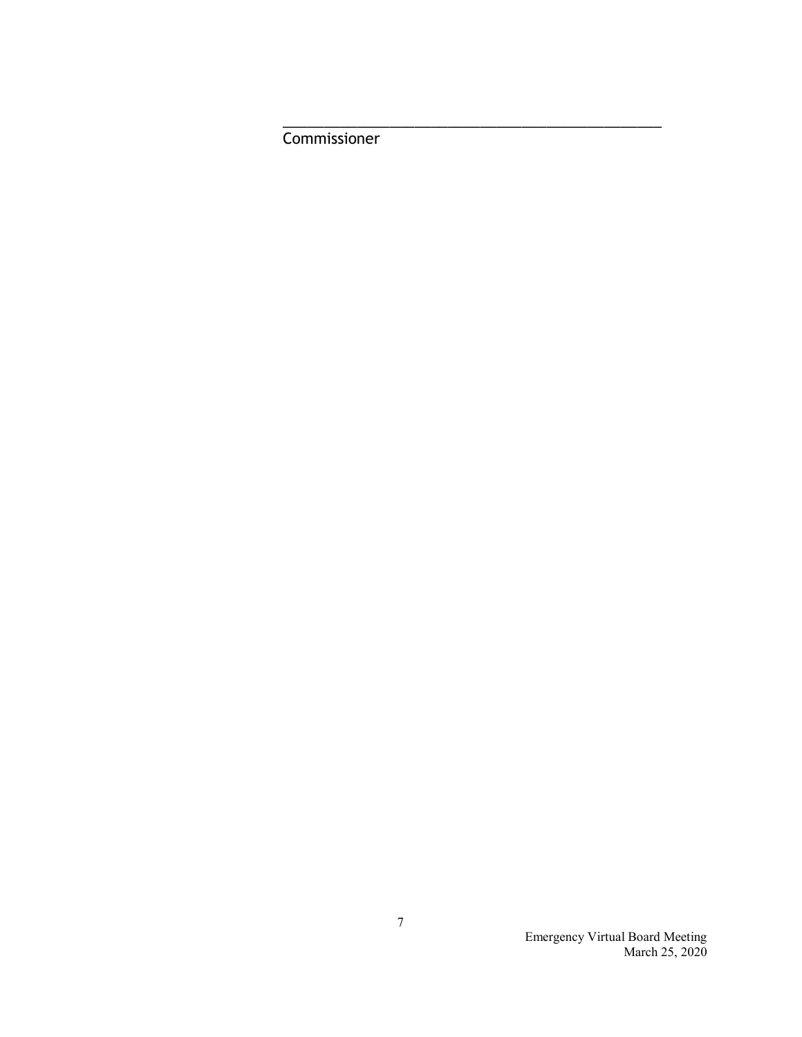\_\_\_\_\_\_\_\_\_\_\_\_\_\_\_\_\_\_\_\_\_\_\_\_\_\_\_\_\_\_\_\_\_\_\_\_\_\_\_\_\_\_\_\_\_\_\_\_

Commissioner